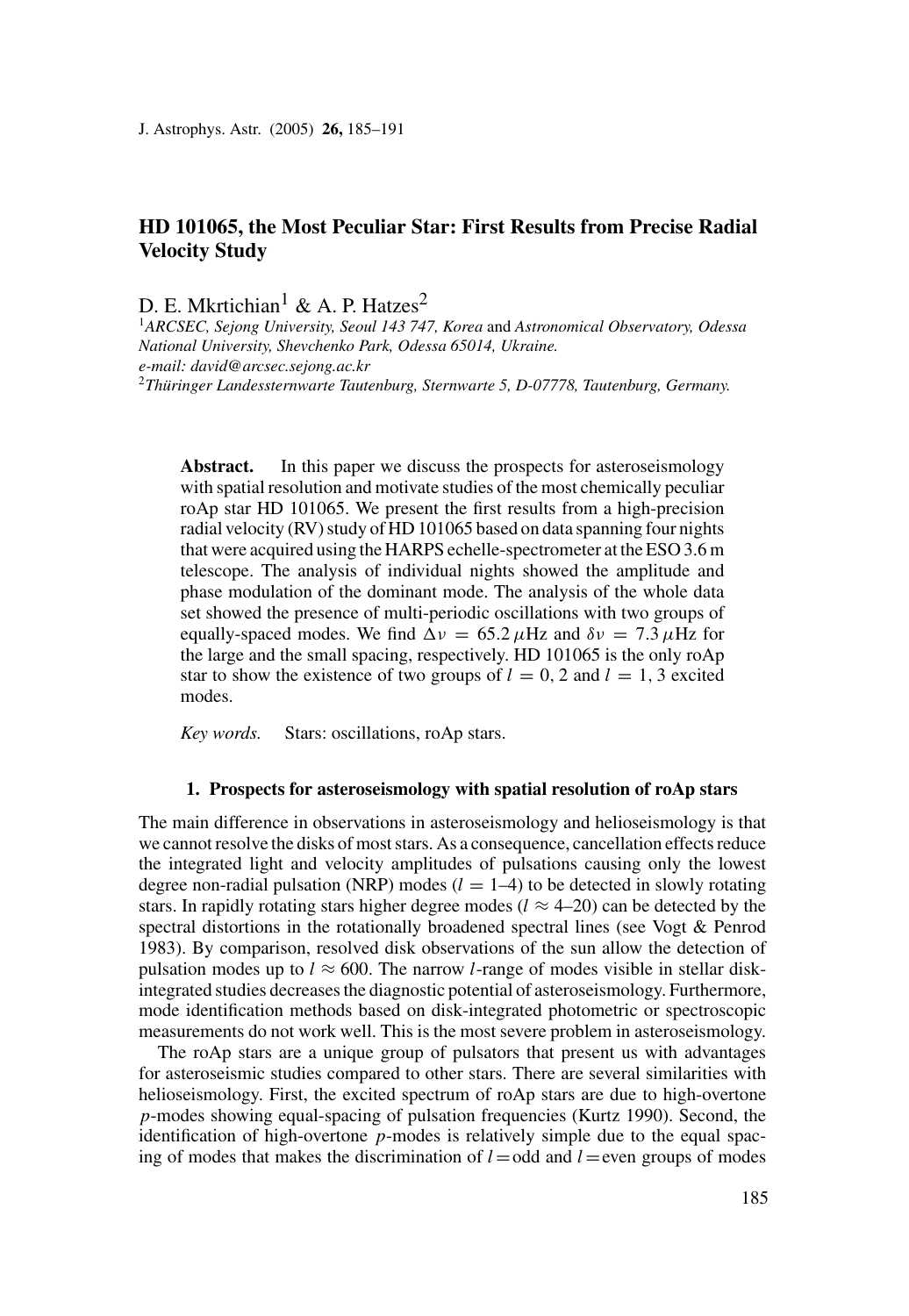# HD 101065, the Most Peculiar Star: First Results from Precise Radial Velocity Study

D. E. Mkrtichian[1] & A. P. Hatzes[2]

[1]*ARCSEC, Sejong University, Seoul 143 747, Korea* and *Astronomical Observatory, Odessa National University, Shevchenko Park, Odessa 65014, Ukraine.*
*e-mail: david@arcsec.sejong.ac.kr*
[2]*Thüringer Landessternwarte Tautenburg, Sternwarte 5, D-07778, Tautenburg, Germany.*

**Abstract.** In this paper we discuss the prospects for asteroseismology with spatial resolution and motivate studies of the most chemically peculiar roAp star HD 101065. We present the first results from a high-precision radial velocity (RV) study of HD 101065 based on data spanning four nights that were acquired using the HARPS echelle-spectrometer at the ESO 3.6 m telescope. The analysis of individual nights showed the amplitude and phase modulation of the dominant mode. The analysis of the whole data set showed the presence of multi-periodic oscillations with two groups of equally-spaced modes. We find $\Delta\nu = 65.2\,\mu$Hz and $\delta\nu = 7.3\,\mu$Hz for the large and the small spacing, respectively. HD 101065 is the only roAp star to show the existence of two groups of $l = 0, 2$ and $l = 1, 3$ excited modes.

*Key words.* Stars: oscillations, roAp stars.

## 1. Prospects for asteroseismology with spatial resolution of roAp stars

The main difference in observations in asteroseismology and helioseismology is that we cannot resolve the disks of most stars. As a consequence, cancellation effects reduce the integrated light and velocity amplitudes of pulsations causing only the lowest degree non-radial pulsation (NRP) modes ($l$ = 1–4) to be detected in slowly rotating stars. In rapidly rotating stars higher degree modes ($l \approx$ 4–20) can be detected by the spectral distortions in the rotationally broadened spectral lines (see Vogt & Penrod 1983). By comparison, resolved disk observations of the sun allow the detection of pulsation modes up to $l \approx 600$. The narrow $l$-range of modes visible in stellar disk-integrated studies decreases the diagnostic potential of asteroseismology. Furthermore, mode identification methods based on disk-integrated photometric or spectroscopic measurements do not work well. This is the most severe problem in asteroseismology.

The roAp stars are a unique group of pulsators that present us with advantages for asteroseismic studies compared to other stars. There are several similarities with helioseismology. First, the excited spectrum of roAp stars are due to high-overtone $p$-modes showing equal-spacing of pulsation frequencies (Kurtz 1990). Second, the identification of high-overtone $p$-modes is relatively simple due to the equal spacing of modes that makes the discrimination of $l$ = odd and $l$ = even groups of modes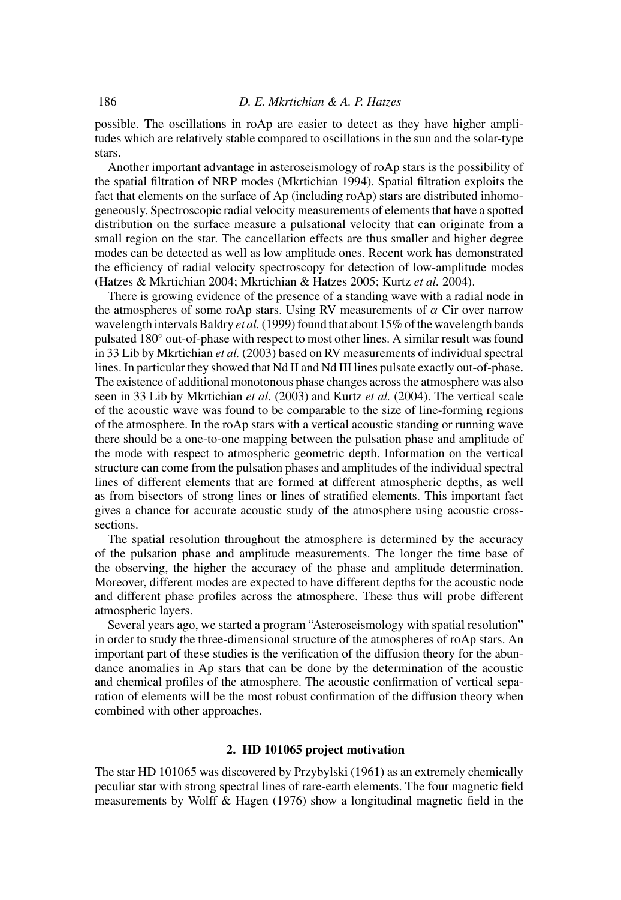possible. The oscillations in roAp are easier to detect as they have higher amplitudes which are relatively stable compared to oscillations in the sun and the solar-type stars.

Another important advantage in asteroseismology of roAp stars is the possibility of the spatial filtration of NRP modes (Mkrtichian 1994). Spatial filtration exploits the fact that elements on the surface of Ap (including roAp) stars are distributed inhomogeneously. Spectroscopic radial velocity measurements of elements that have a spotted distribution on the surface measure a pulsational velocity that can originate from a small region on the star. The cancellation effects are thus smaller and higher degree modes can be detected as well as low amplitude ones. Recent work has demonstrated the efficiency of radial velocity spectroscopy for detection of low-amplitude modes (Hatzes & Mkrtichian 2004; Mkrtichian & Hatzes 2005; Kurtz *et al.* 2004).

There is growing evidence of the presence of a standing wave with a radial node in the atmospheres of some roAp stars. Using RV measurements of $\alpha$ Cir over narrow wavelength intervals Baldry *et al.* (1999) found that about 15% of the wavelength bands pulsated $180^{\circ}$ out-of-phase with respect to most other lines. A similar result was found in 33 Lib by Mkrtichian *et al.* (2003) based on RV measurements of individual spectral lines. In particular they showed that Nd II and Nd III lines pulsate exactly out-of-phase. The existence of additional monotonous phase changes across the atmosphere was also seen in 33 Lib by Mkrtichian *et al.* (2003) and Kurtz *et al.* (2004). The vertical scale of the acoustic wave was found to be comparable to the size of line-forming regions of the atmosphere. In the roAp stars with a vertical acoustic standing or running wave there should be a one-to-one mapping between the pulsation phase and amplitude of the mode with respect to atmospheric geometric depth. Information on the vertical structure can come from the pulsation phases and amplitudes of the individual spectral lines of different elements that are formed at different atmospheric depths, as well as from bisectors of strong lines or lines of stratified elements. This important fact gives a chance for accurate acoustic study of the atmosphere using acoustic cross-sections.

The spatial resolution throughout the atmosphere is determined by the accuracy of the pulsation phase and amplitude measurements. The longer the time base of the observing, the higher the accuracy of the phase and amplitude determination. Moreover, different modes are expected to have different depths for the acoustic node and different phase profiles across the atmosphere. These thus will probe different atmospheric layers.

Several years ago, we started a program "Asteroseismology with spatial resolution" in order to study the three-dimensional structure of the atmospheres of roAp stars. An important part of these studies is the verification of the diffusion theory for the abundance anomalies in Ap stars that can be done by the determination of the acoustic and chemical profiles of the atmosphere. The acoustic confirmation of vertical separation of elements will be the most robust confirmation of the diffusion theory when combined with other approaches.

## 2. HD 101065 project motivation

The star HD 101065 was discovered by Przybylski (1961) as an extremely chemically peculiar star with strong spectral lines of rare-earth elements. The four magnetic field measurements by Wolff & Hagen (1976) show a longitudinal magnetic field in the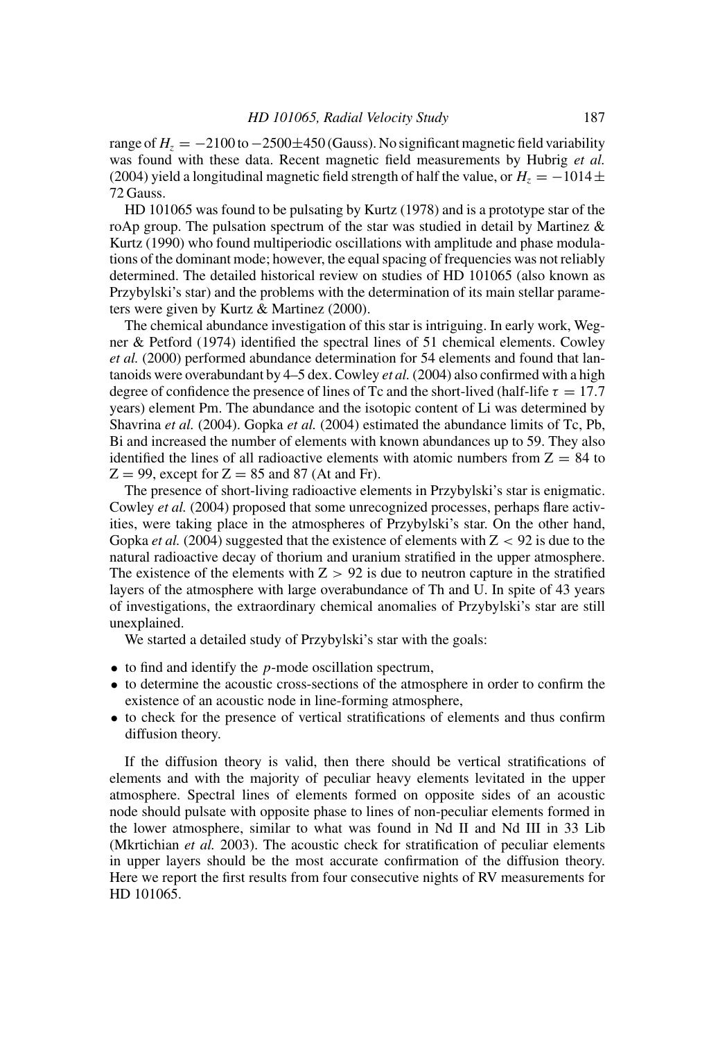range of $H_z = -2100$ to $-2500 \pm 450$ (Gauss). No significant magnetic field variability was found with these data. Recent magnetic field measurements by Hubrig *et al.* (2004) yield a longitudinal magnetic field strength of half the value, or $H_z = -1014 \pm 72$ Gauss.

HD 101065 was found to be pulsating by Kurtz (1978) and is a prototype star of the roAp group. The pulsation spectrum of the star was studied in detail by Martinez & Kurtz (1990) who found multiperiodic oscillations with amplitude and phase modulations of the dominant mode; however, the equal spacing of frequencies was not reliably determined. The detailed historical review on studies of HD 101065 (also known as Przybylski's star) and the problems with the determination of its main stellar parameters were given by Kurtz & Martinez (2000).

The chemical abundance investigation of this star is intriguing. In early work, Wegner & Petford (1974) identified the spectral lines of 51 chemical elements. Cowley *et al.* (2000) performed abundance determination for 54 elements and found that lantanoids were overabundant by 4–5 dex. Cowley *et al.* (2004) also confirmed with a high degree of confidence the presence of lines of Tc and the short-lived (half-life $\tau = 17.7$ years) element Pm. The abundance and the isotopic content of Li was determined by Shavrina *et al.* (2004). Gopka *et al.* (2004) estimated the abundance limits of Tc, Pb, Bi and increased the number of elements with known abundances up to 59. They also identified the lines of all radioactive elements with atomic numbers from $Z = 84$ to $Z = 99$, except for $Z = 85$ and 87 (At and Fr).

The presence of short-living radioactive elements in Przybylski's star is enigmatic. Cowley *et al.* (2004) proposed that some unrecognized processes, perhaps flare activities, were taking place in the atmospheres of Przybylski's star. On the other hand, Gopka *et al.* (2004) suggested that the existence of elements with $Z < 92$ is due to the natural radioactive decay of thorium and uranium stratified in the upper atmosphere. The existence of the elements with $Z > 92$ is due to neutron capture in the stratified layers of the atmosphere with large overabundance of Th and U. In spite of 43 years of investigations, the extraordinary chemical anomalies of Przybylski's star are still unexplained.

We started a detailed study of Przybylski's star with the goals:

- to find and identify the *p*-mode oscillation spectrum,
- to determine the acoustic cross-sections of the atmosphere in order to confirm the existence of an acoustic node in line-forming atmosphere,
- to check for the presence of vertical stratifications of elements and thus confirm diffusion theory.

If the diffusion theory is valid, then there should be vertical stratifications of elements and with the majority of peculiar heavy elements levitated in the upper atmosphere. Spectral lines of elements formed on opposite sides of an acoustic node should pulsate with opposite phase to lines of non-peculiar elements formed in the lower atmosphere, similar to what was found in Nd II and Nd III in 33 Lib (Mkrtichian *et al.* 2003). The acoustic check for stratification of peculiar elements in upper layers should be the most accurate confirmation of the diffusion theory. Here we report the first results from four consecutive nights of RV measurements for HD 101065.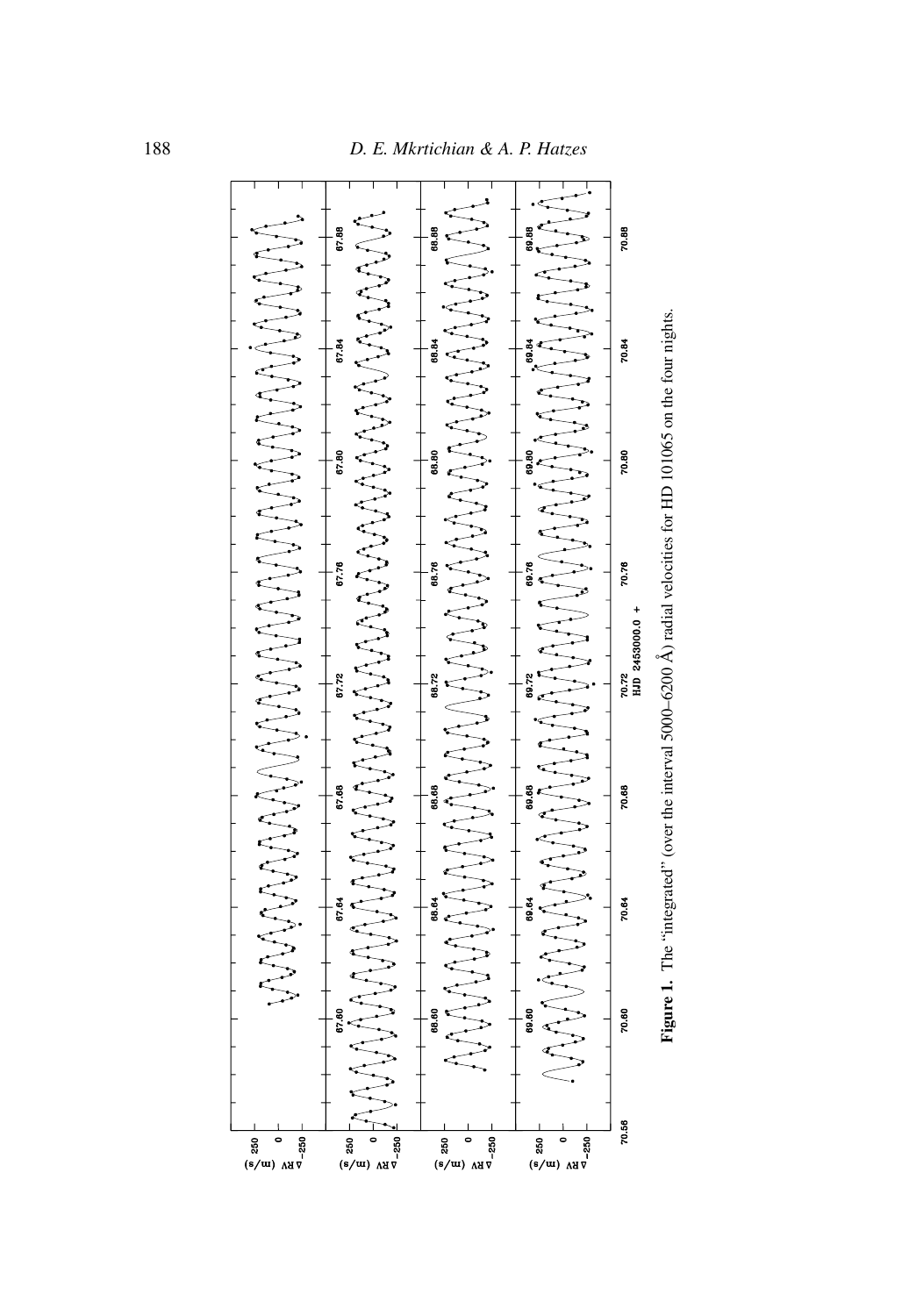**Figure 1.** The "integrated" (over the interval 5000–6200 Å) radial velocities for HD 101065 on the four nights.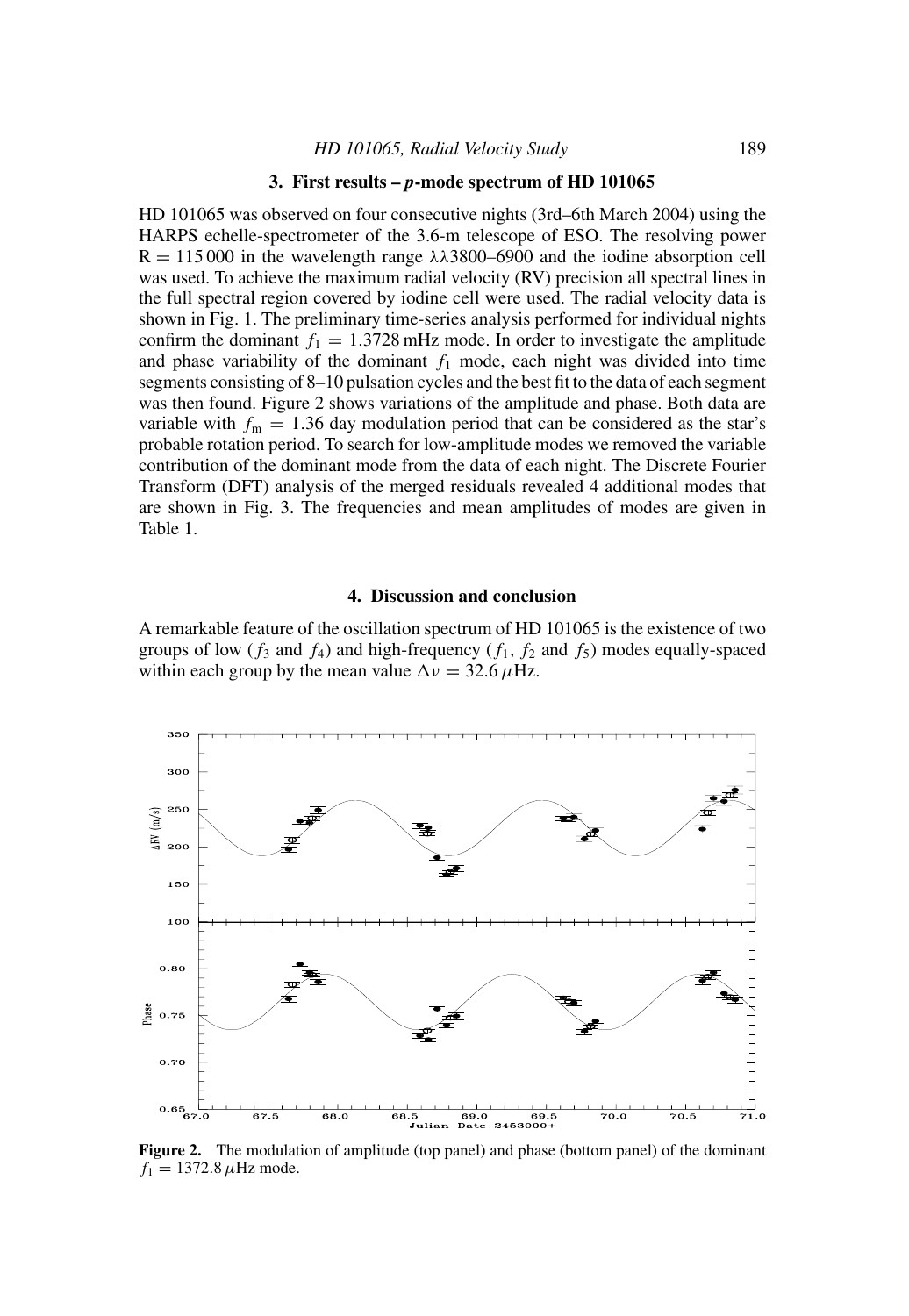## 3. First results – *p*-mode spectrum of HD 101065

HD 101065 was observed on four consecutive nights (3rd–6th March 2004) using the HARPS echelle-spectrometer of the 3.6-m telescope of ESO. The resolving power R = 115 000 in the wavelength range $\lambda\lambda$3800–6900 and the iodine absorption cell was used. To achieve the maximum radial velocity (RV) precision all spectral lines in the full spectral region covered by iodine cell were used. The radial velocity data is shown in Fig. 1. The preliminary time-series analysis performed for individual nights confirm the dominant $f_1 = 1.3728$ mHz mode. In order to investigate the amplitude and phase variability of the dominant $f_1$ mode, each night was divided into time segments consisting of 8–10 pulsation cycles and the best fit to the data of each segment was then found. Figure 2 shows variations of the amplitude and phase. Both data are variable with $f_m = 1.36$ day modulation period that can be considered as the star's probable rotation period. To search for low-amplitude modes we removed the variable contribution of the dominant mode from the data of each night. The Discrete Fourier Transform (DFT) analysis of the merged residuals revealed 4 additional modes that are shown in Fig. 3. The frequencies and mean amplitudes of modes are given in Table 1.

## 4. Discussion and conclusion

A remarkable feature of the oscillation spectrum of HD 101065 is the existence of two groups of low ($f_3$ and $f_4$) and high-frequency ($f_1$, $f_2$ and $f_5$) modes equally-spaced within each group by the mean value $\Delta\nu = 32.6\,\mu$Hz.

**Figure 2.** The modulation of amplitude (top panel) and phase (bottom panel) of the dominant $f_1 = 1372.8\,\mu$Hz mode.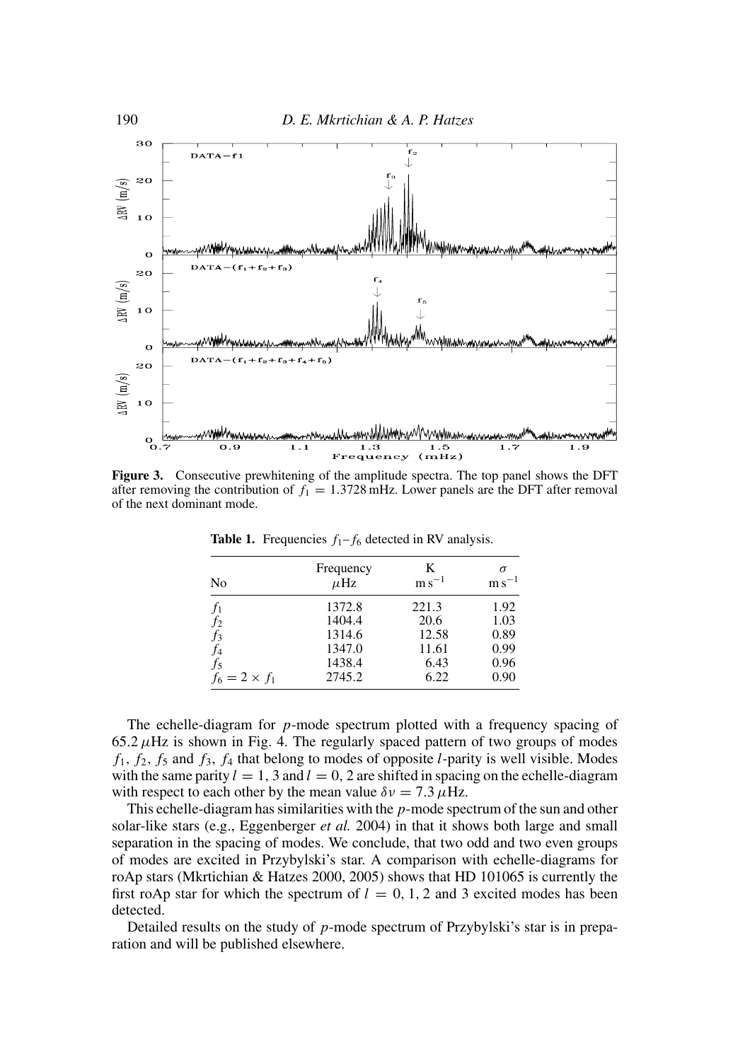**Figure 3.** Consecutive prewhitening of the amplitude spectra. The top panel shows the DFT after removing the contribution of $f_1 = 1.3728$ mHz. Lower panels are the DFT after removal of the next dominant mode.

**Table 1.** Frequencies $f_1$–$f_6$ detected in RV analysis.

| No | Frequency $\mu$Hz | K $\mathrm{m\,s^{-1}}$ | $\sigma$ $\mathrm{m\,s^{-1}}$ |
|---|---|---|---|
| $f_1$ | 1372.8 | 221.3 | 1.92 |
| $f_2$ | 1404.4 | 20.6 | 1.03 |
| $f_3$ | 1314.6 | 12.58 | 0.89 |
| $f_4$ | 1347.0 | 11.61 | 0.99 |
| $f_5$ | 1438.4 | 6.43 | 0.96 |
| $f_6 = 2 \times f_1$ | 2745.2 | 6.22 | 0.90 |

The echelle-diagram for $p$-mode spectrum plotted with a frequency spacing of $65.2\,\mu$Hz is shown in Fig. 4. The regularly spaced pattern of two groups of modes $f_1$, $f_2$, $f_5$ and $f_3$, $f_4$ that belong to modes of opposite $l$-parity is well visible. Modes with the same parity $l = 1, 3$ and $l = 0, 2$ are shifted in spacing on the echelle-diagram with respect to each other by the mean value $\delta\nu = 7.3\,\mu$Hz.

This echelle-diagram has similarities with the $p$-mode spectrum of the sun and other solar-like stars (e.g., Eggenberger *et al.* 2004) in that it shows both large and small separation in the spacing of modes. We conclude, that two odd and two even groups of modes are excited in Przybylski's star. A comparison with echelle-diagrams for roAp stars (Mkrtichian & Hatzes 2000, 2005) shows that HD 101065 is currently the first roAp star for which the spectrum of $l = 0, 1, 2$ and 3 excited modes has been detected.

Detailed results on the study of $p$-mode spectrum of Przybylski's star is in preparation and will be published elsewhere.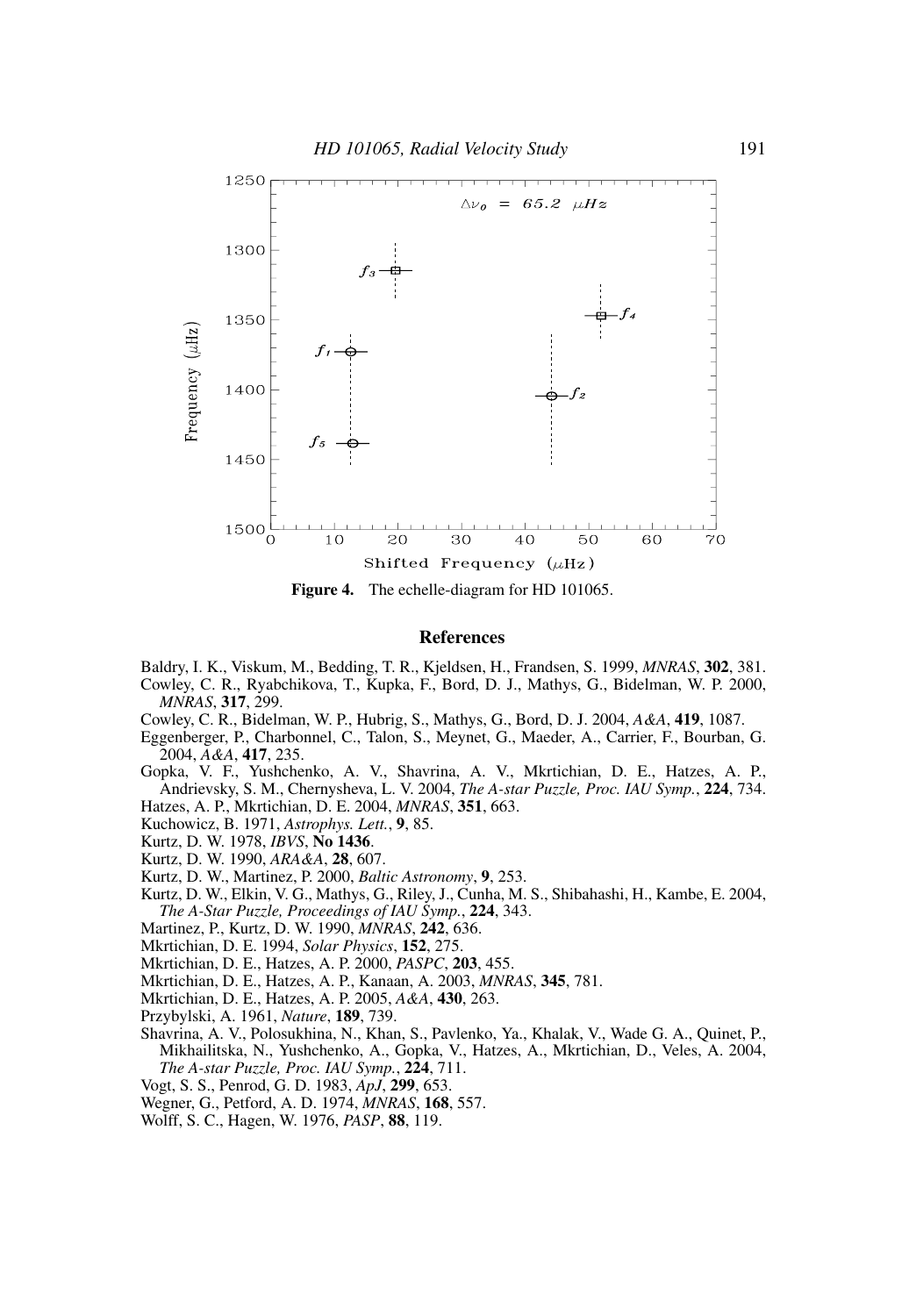$\triangle\nu_0 = 65.2\ \mu Hz$

Frequency ($\mu$Hz)

1250
1300
1350
1400
1450
1500

Shifted Frequency ($\mu$Hz)

0 10 20 30 40 50 60 70

$f_1$ $f_2$ $f_3$ $f_4$ $f_5$

**Figure 4.** The echelle-diagram for HD 101065.

## References

Baldry, I. K., Viskum, M., Bedding, T. R., Kjeldsen, H., Frandsen, S. 1999, *MNRAS*, **302**, 381.

Cowley, C. R., Ryabchikova, T., Kupka, F., Bord, D. J., Mathys, G., Bidelman, W. P. 2000, *MNRAS*, **317**, 299.

Cowley, C. R., Bidelman, W. P., Hubrig, S., Mathys, G., Bord, D. J. 2004, *A&A*, **419**, 1087.

Eggenberger, P., Charbonnel, C., Talon, S., Meynet, G., Maeder, A., Carrier, F., Bourban, G. 2004, *A&A*, **417**, 235.

Gopka, V. F., Yushchenko, A. V., Shavrina, A. V., Mkrtichian, D. E., Hatzes, A. P., Andrievsky, S. M., Chernysheva, L. V. 2004, *The A-star Puzzle, Proc. IAU Symp.*, **224**, 734.

Hatzes, A. P., Mkrtichian, D. E. 2004, *MNRAS*, **351**, 663.

Kuchowicz, B. 1971, *Astrophys. Lett.*, **9**, 85.

Kurtz, D. W. 1978, *IBVS*, **No 1436**.

Kurtz, D. W. 1990, *ARA&A*, **28**, 607.

Kurtz, D. W., Martinez, P. 2000, *Baltic Astronomy*, **9**, 253.

Kurtz, D. W., Elkin, V. G., Mathys, G., Riley, J., Cunha, M. S., Shibahashi, H., Kambe, E. 2004, *The A-Star Puzzle, Proceedings of IAU Symp.*, **224**, 343.

Martinez, P., Kurtz, D. W. 1990, *MNRAS*, **242**, 636.

Mkrtichian, D. E. 1994, *Solar Physics*, **152**, 275.

Mkrtichian, D. E., Hatzes, A. P. 2000, *PASPC*, **203**, 455.

Mkrtichian, D. E., Hatzes, A. P., Kanaan, A. 2003, *MNRAS*, **345**, 781.

Mkrtichian, D. E., Hatzes, A. P. 2005, *A&A*, **430**, 263.

Przybylski, A. 1961, *Nature*, **189**, 739.

Shavrina, A. V., Polosukhina, N., Khan, S., Pavlenko, Ya., Khalak, V., Wade G. A., Quinet, P., Mikhailitska, N., Yushchenko, A., Gopka, V., Hatzes, A., Mkrtichian, D., Veles, A. 2004, *The A-star Puzzle, Proc. IAU Symp.*, **224**, 711.

Vogt, S. S., Penrod, G. D. 1983, *ApJ*, **299**, 653.

Wegner, G., Petford, A. D. 1974, *MNRAS*, **168**, 557.

Wolff, S. C., Hagen, W. 1976, *PASP*, **88**, 119.